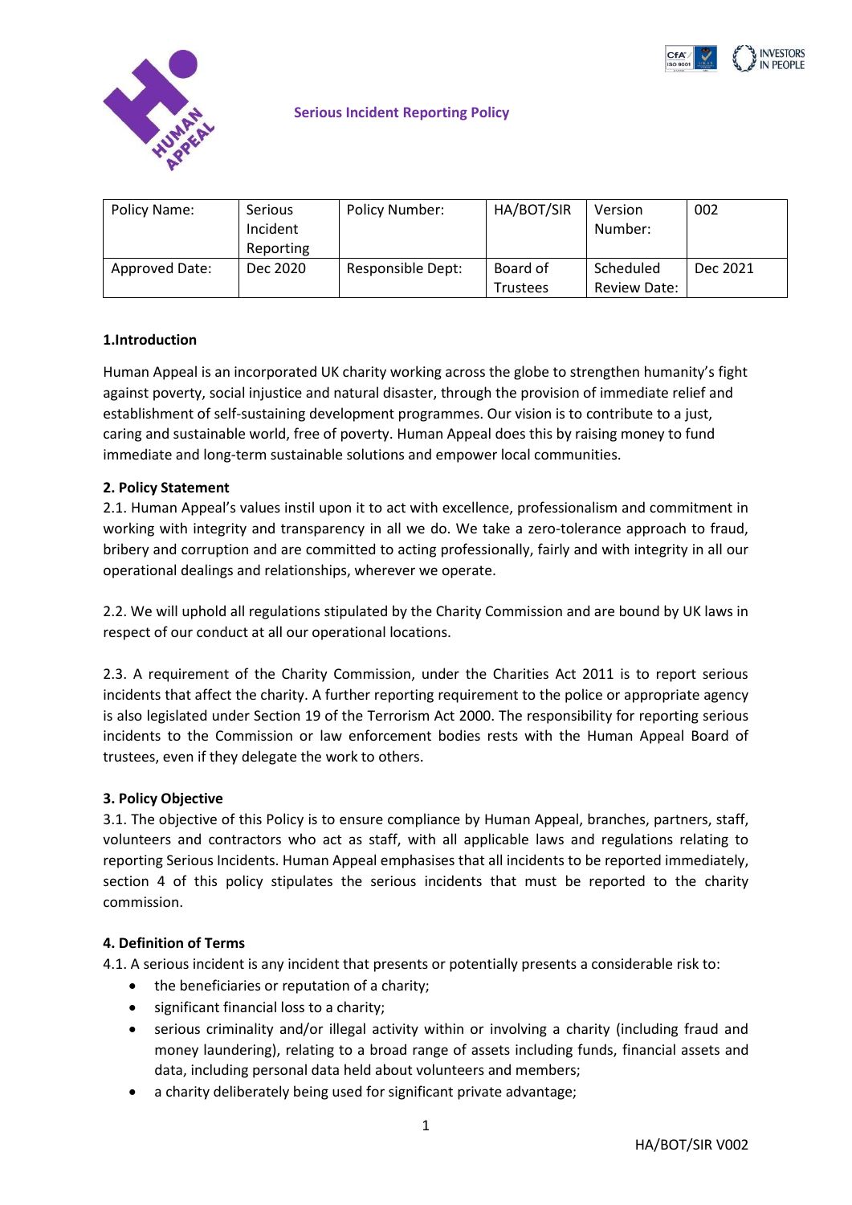# Serious Incident Reporting Policy

| Policy Name: | Serious Incident Reporting | Policy Number: | HA/BOT/SIR | Version Number: | 002 |
|---|---|---|---|---|---|
| Approved Date: | Dec 2020 | Responsible Dept: | Board of Trustees | Scheduled Review Date: | Dec 2021 |

## 1.Introduction

Human Appeal is an incorporated UK charity working across the globe to strengthen humanity's fight against poverty, social injustice and natural disaster, through the provision of immediate relief and establishment of self-sustaining development programmes. Our vision is to contribute to a just, caring and sustainable world, free of poverty. Human Appeal does this by raising money to fund immediate and long-term sustainable solutions and empower local communities.

## 2. Policy Statement

2.1. Human Appeal's values instil upon it to act with excellence, professionalism and commitment in working with integrity and transparency in all we do. We take a zero-tolerance approach to fraud, bribery and corruption and are committed to acting professionally, fairly and with integrity in all our operational dealings and relationships, wherever we operate.

2.2. We will uphold all regulations stipulated by the Charity Commission and are bound by UK laws in respect of our conduct at all our operational locations.

2.3. A requirement of the Charity Commission, under the Charities Act 2011 is to report serious incidents that affect the charity. A further reporting requirement to the police or appropriate agency is also legislated under Section 19 of the Terrorism Act 2000. The responsibility for reporting serious incidents to the Commission or law enforcement bodies rests with the Human Appeal Board of trustees, even if they delegate the work to others.

## 3. Policy Objective

3.1. The objective of this Policy is to ensure compliance by Human Appeal, branches, partners, staff, volunteers and contractors who act as staff, with all applicable laws and regulations relating to reporting Serious Incidents. Human Appeal emphasises that all incidents to be reported immediately, section 4 of this policy stipulates the serious incidents that must be reported to the charity commission.

## 4. Definition of Terms

4.1. A serious incident is any incident that presents or potentially presents a considerable risk to:

- the beneficiaries or reputation of a charity;
- significant financial loss to a charity;
- serious criminality and/or illegal activity within or involving a charity (including fraud and money laundering), relating to a broad range of assets including funds, financial assets and data, including personal data held about volunteers and members;
- a charity deliberately being used for significant private advantage;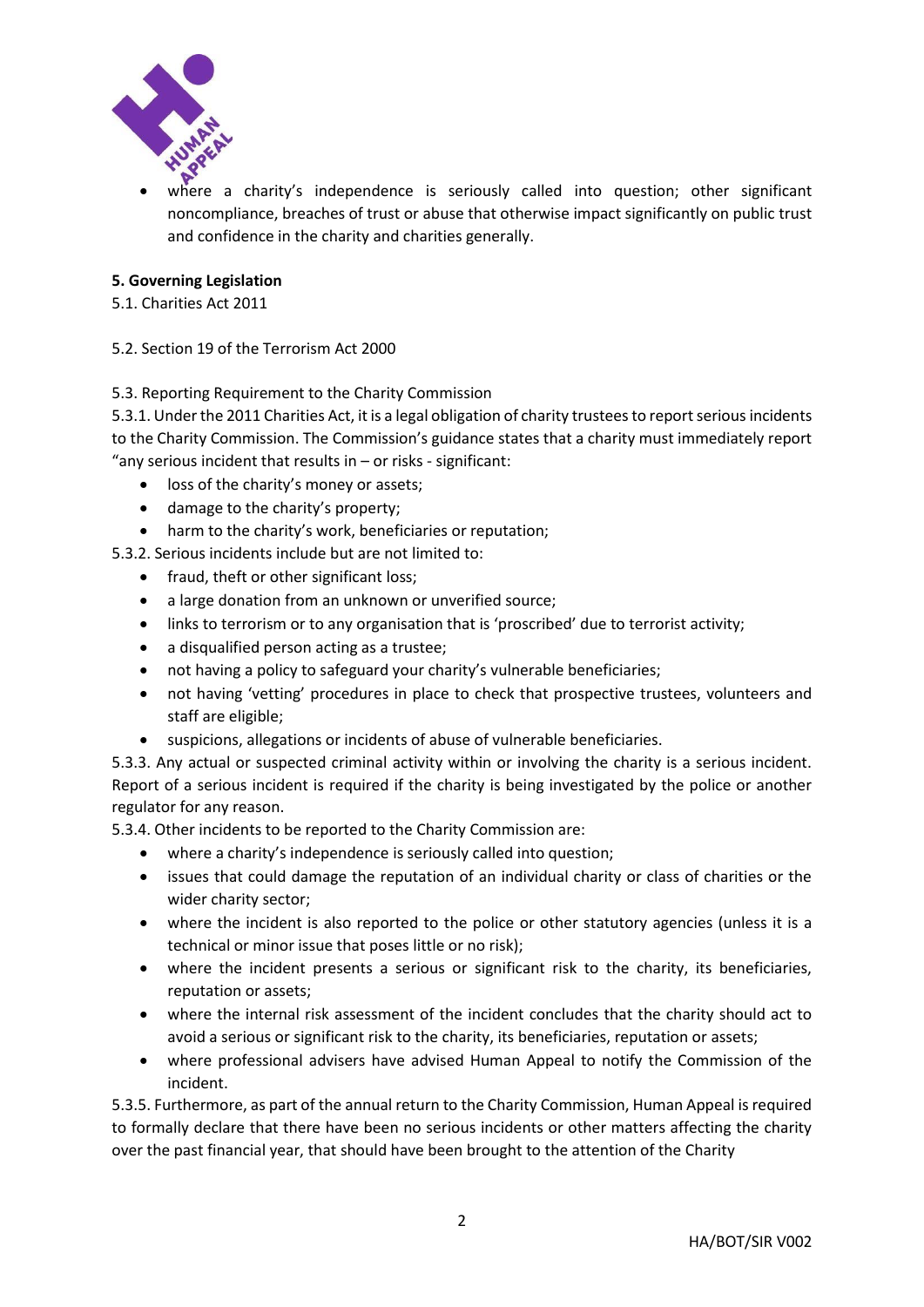- where a charity's independence is seriously called into question; other significant noncompliance, breaches of trust or abuse that otherwise impact significantly on public trust and confidence in the charity and charities generally.

**5. Governing Legislation**

5.1. Charities Act 2011

5.2. Section 19 of the Terrorism Act 2000

5.3. Reporting Requirement to the Charity Commission

5.3.1. Under the 2011 Charities Act, it is a legal obligation of charity trustees to report serious incidents to the Charity Commission. The Commission's guidance states that a charity must immediately report "any serious incident that results in – or risks - significant:

- loss of the charity's money or assets;
- damage to the charity's property;
- harm to the charity's work, beneficiaries or reputation;

5.3.2. Serious incidents include but are not limited to:

- fraud, theft or other significant loss;
- a large donation from an unknown or unverified source;
- links to terrorism or to any organisation that is 'proscribed' due to terrorist activity;
- a disqualified person acting as a trustee;
- not having a policy to safeguard your charity's vulnerable beneficiaries;
- not having 'vetting' procedures in place to check that prospective trustees, volunteers and staff are eligible;
- suspicions, allegations or incidents of abuse of vulnerable beneficiaries.

5.3.3. Any actual or suspected criminal activity within or involving the charity is a serious incident. Report of a serious incident is required if the charity is being investigated by the police or another regulator for any reason.

5.3.4. Other incidents to be reported to the Charity Commission are:

- where a charity's independence is seriously called into question;
- issues that could damage the reputation of an individual charity or class of charities or the wider charity sector;
- where the incident is also reported to the police or other statutory agencies (unless it is a technical or minor issue that poses little or no risk);
- where the incident presents a serious or significant risk to the charity, its beneficiaries, reputation or assets;
- where the internal risk assessment of the incident concludes that the charity should act to avoid a serious or significant risk to the charity, its beneficiaries, reputation or assets;
- where professional advisers have advised Human Appeal to notify the Commission of the incident.

5.3.5. Furthermore, as part of the annual return to the Charity Commission, Human Appeal is required to formally declare that there have been no serious incidents or other matters affecting the charity over the past financial year, that should have been brought to the attention of the Charity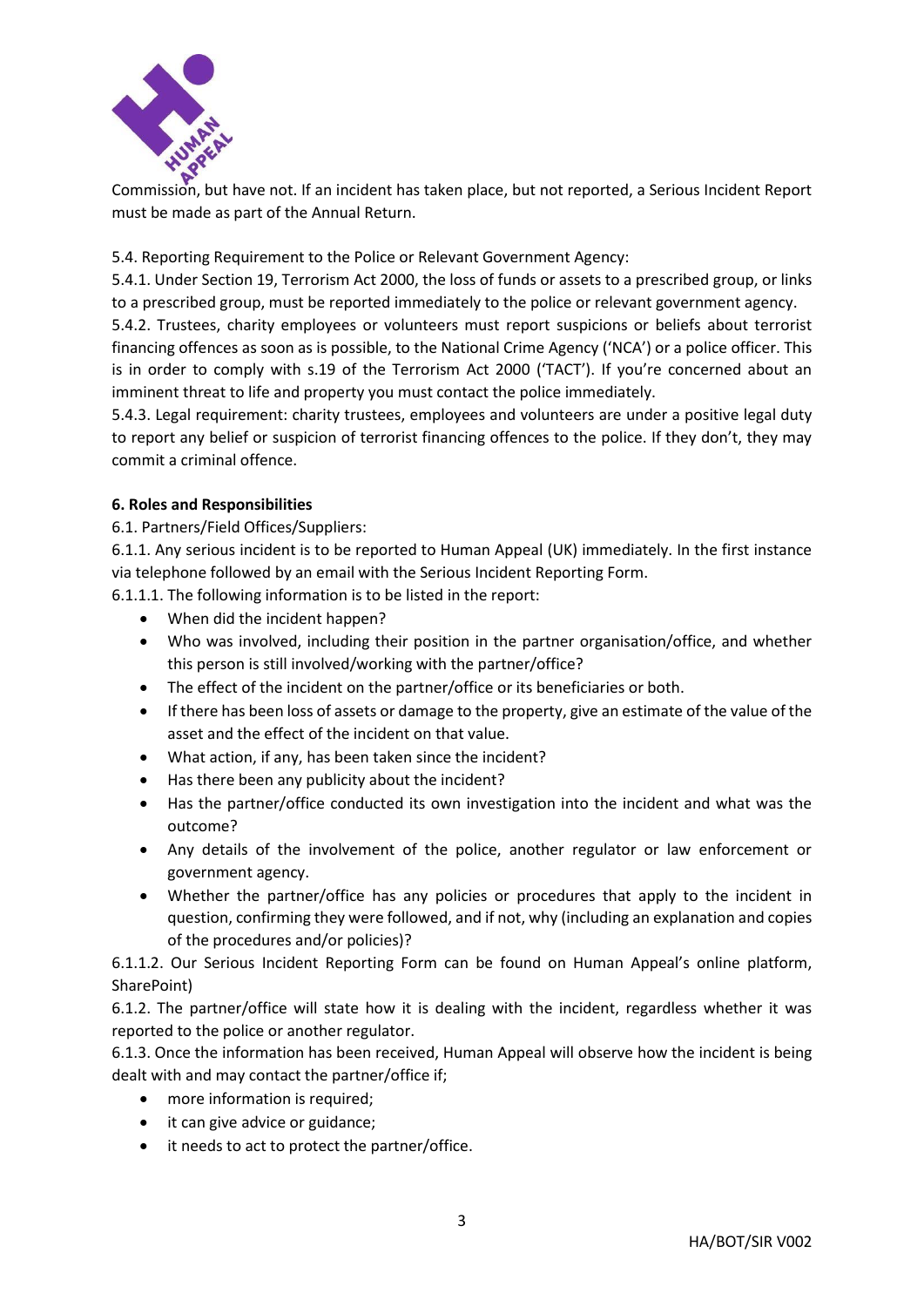Commission, but have not. If an incident has taken place, but not reported, a Serious Incident Report must be made as part of the Annual Return.

5.4. Reporting Requirement to the Police or Relevant Government Agency:

5.4.1. Under Section 19, Terrorism Act 2000, the loss of funds or assets to a prescribed group, or links to a prescribed group, must be reported immediately to the police or relevant government agency.

5.4.2. Trustees, charity employees or volunteers must report suspicions or beliefs about terrorist financing offences as soon as is possible, to the National Crime Agency ('NCA') or a police officer. This is in order to comply with s.19 of the Terrorism Act 2000 ('TACT'). If you're concerned about an imminent threat to life and property you must contact the police immediately.

5.4.3. Legal requirement: charity trustees, employees and volunteers are under a positive legal duty to report any belief or suspicion of terrorist financing offences to the police. If they don't, they may commit a criminal offence.

**6. Roles and Responsibilities**

6.1. Partners/Field Offices/Suppliers:

6.1.1. Any serious incident is to be reported to Human Appeal (UK) immediately. In the first instance via telephone followed by an email with the Serious Incident Reporting Form.

6.1.1.1. The following information is to be listed in the report:

- When did the incident happen?
- Who was involved, including their position in the partner organisation/office, and whether this person is still involved/working with the partner/office?
- The effect of the incident on the partner/office or its beneficiaries or both.
- If there has been loss of assets or damage to the property, give an estimate of the value of the asset and the effect of the incident on that value.
- What action, if any, has been taken since the incident?
- Has there been any publicity about the incident?
- Has the partner/office conducted its own investigation into the incident and what was the outcome?
- Any details of the involvement of the police, another regulator or law enforcement or government agency.
- Whether the partner/office has any policies or procedures that apply to the incident in question, confirming they were followed, and if not, why (including an explanation and copies of the procedures and/or policies)?

6.1.1.2. Our Serious Incident Reporting Form can be found on Human Appeal's online platform, SharePoint)

6.1.2. The partner/office will state how it is dealing with the incident, regardless whether it was reported to the police or another regulator.

6.1.3. Once the information has been received, Human Appeal will observe how the incident is being dealt with and may contact the partner/office if;

- more information is required;
- it can give advice or guidance;
- it needs to act to protect the partner/office.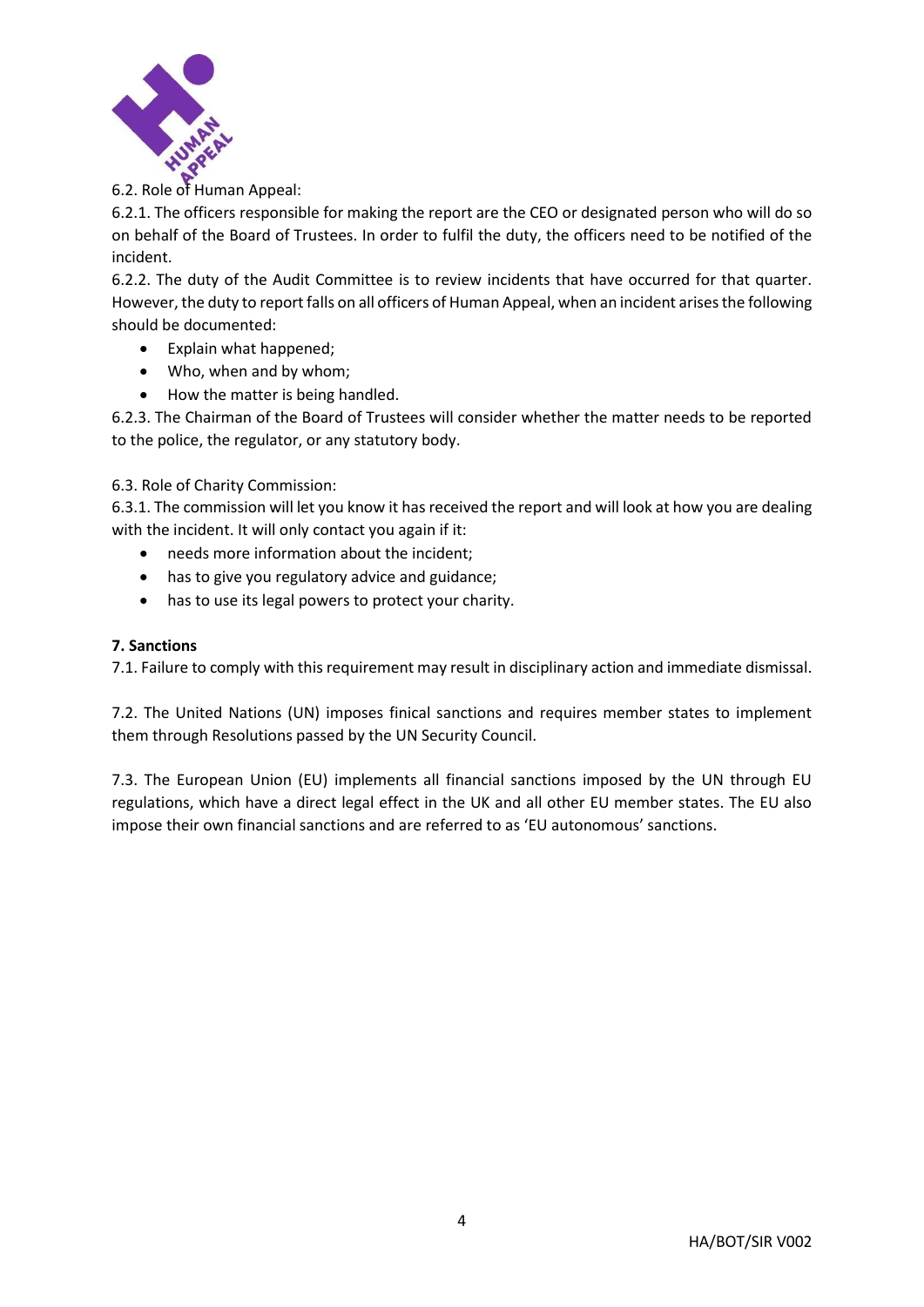6.2. Role of Human Appeal:

6.2.1. The officers responsible for making the report are the CEO or designated person who will do so on behalf of the Board of Trustees. In order to fulfil the duty, the officers need to be notified of the incident.

6.2.2. The duty of the Audit Committee is to review incidents that have occurred for that quarter. However, the duty to report falls on all officers of Human Appeal, when an incident arises the following should be documented:

- Explain what happened;
- Who, when and by whom;
- How the matter is being handled.

6.2.3. The Chairman of the Board of Trustees will consider whether the matter needs to be reported to the police, the regulator, or any statutory body.

6.3. Role of Charity Commission:

6.3.1. The commission will let you know it has received the report and will look at how you are dealing with the incident. It will only contact you again if it:

- needs more information about the incident;
- has to give you regulatory advice and guidance;
- has to use its legal powers to protect your charity.

**7. Sanctions**

7.1. Failure to comply with this requirement may result in disciplinary action and immediate dismissal.

7.2. The United Nations (UN) imposes finical sanctions and requires member states to implement them through Resolutions passed by the UN Security Council.

7.3. The European Union (EU) implements all financial sanctions imposed by the UN through EU regulations, which have a direct legal effect in the UK and all other EU member states. The EU also impose their own financial sanctions and are referred to as 'EU autonomous' sanctions.